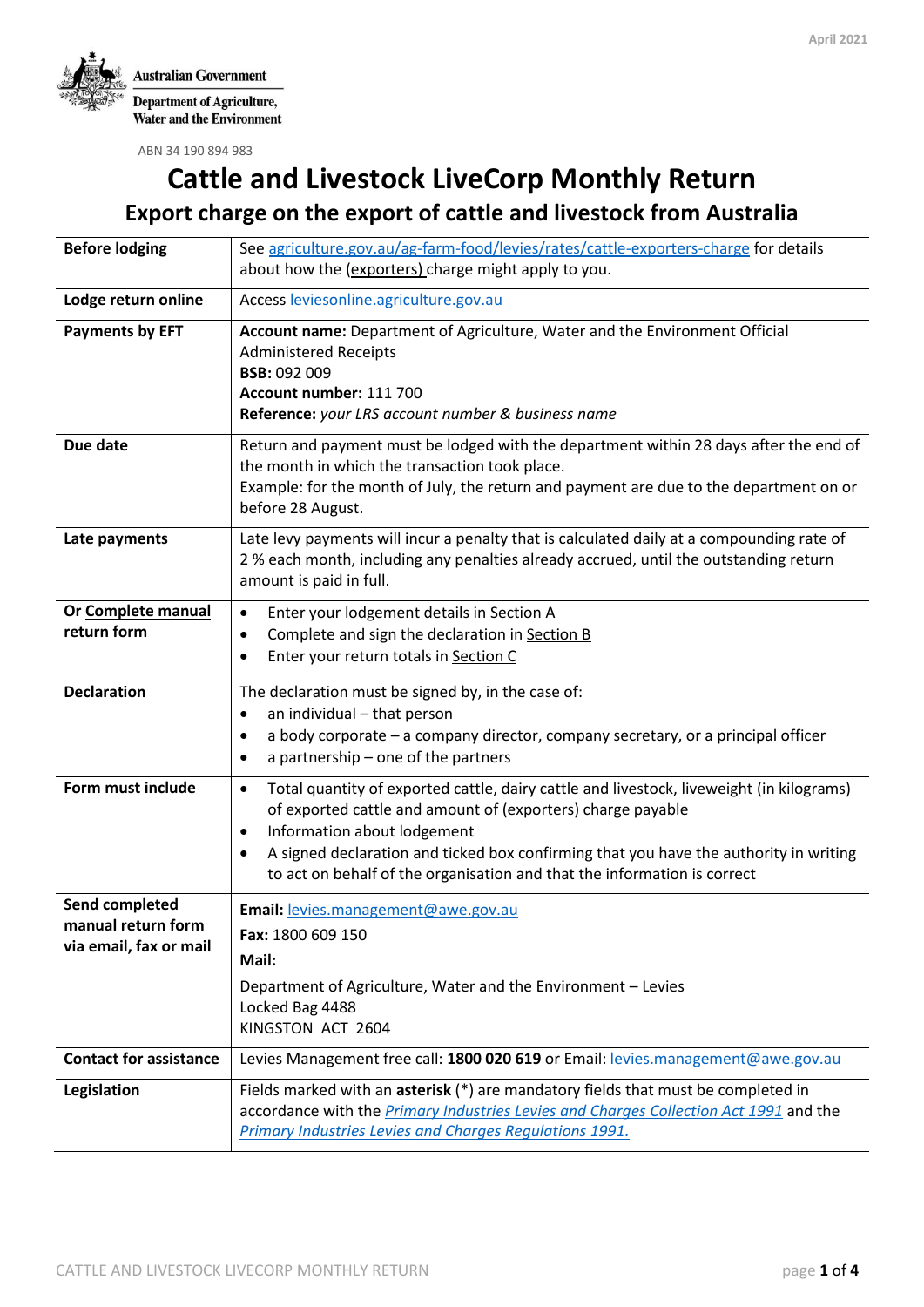April 2021

Australian Government

Department of Agriculture, Water and the Environment

ABN 34 190 894 983

# Cattle and Livestock LiveCorp Monthly Return

## Export charge on the export of cattle and livestock from Australia

| | |
|---|---|
| **Before lodging** | See agriculture.gov.au/ag-farm-food/levies/rates/cattle-exporters-charge for details about how the (exporters) charge might apply to you. |
| **Lodge return online** | Access leviesonline.agriculture.gov.au |
| **Payments by EFT** | **Account name:** Department of Agriculture, Water and the Environment Official Administered Receipts<br>**BSB:** 092 009<br>**Account number:** 111 700<br>**Reference:** *your LRS account number & business name* |
| **Due date** | Return and payment must be lodged with the department within 28 days after the end of the month in which the transaction took place.<br>Example: for the month of July, the return and payment are due to the department on or before 28 August. |
| **Late payments** | Late levy payments will incur a penalty that is calculated daily at a compounding rate of 2 % each month, including any penalties already accrued, until the outstanding return amount is paid in full. |
| **Or Complete manual return form** | • Enter your lodgement details in Section A<br>• Complete and sign the declaration in Section B<br>• Enter your return totals in Section C |
| **Declaration** | The declaration must be signed by, in the case of:<br>• an individual – that person<br>• a body corporate – a company director, company secretary, or a principal officer<br>• a partnership – one of the partners |
| **Form must include** | • Total quantity of exported cattle, dairy cattle and livestock, liveweight (in kilograms) of exported cattle and amount of (exporters) charge payable<br>• Information about lodgement<br>• A signed declaration and ticked box confirming that you have the authority in writing to act on behalf of the organisation and that the information is correct |
| **Send completed manual return form via email, fax or mail** | **Email:** levies.management@awe.gov.au<br>**Fax:** 1800 609 150<br>**Mail:**<br>Department of Agriculture, Water and the Environment – Levies<br>Locked Bag 4488<br>KINGSTON ACT 2604 |
| **Contact for assistance** | Levies Management free call: **1800 020 619** or Email: levies.management@awe.gov.au |
| **Legislation** | Fields marked with an **asterisk** (*) are mandatory fields that must be completed in accordance with the *Primary Industries Levies and Charges Collection Act 1991* and the *Primary Industries Levies and Charges Regulations 1991.* |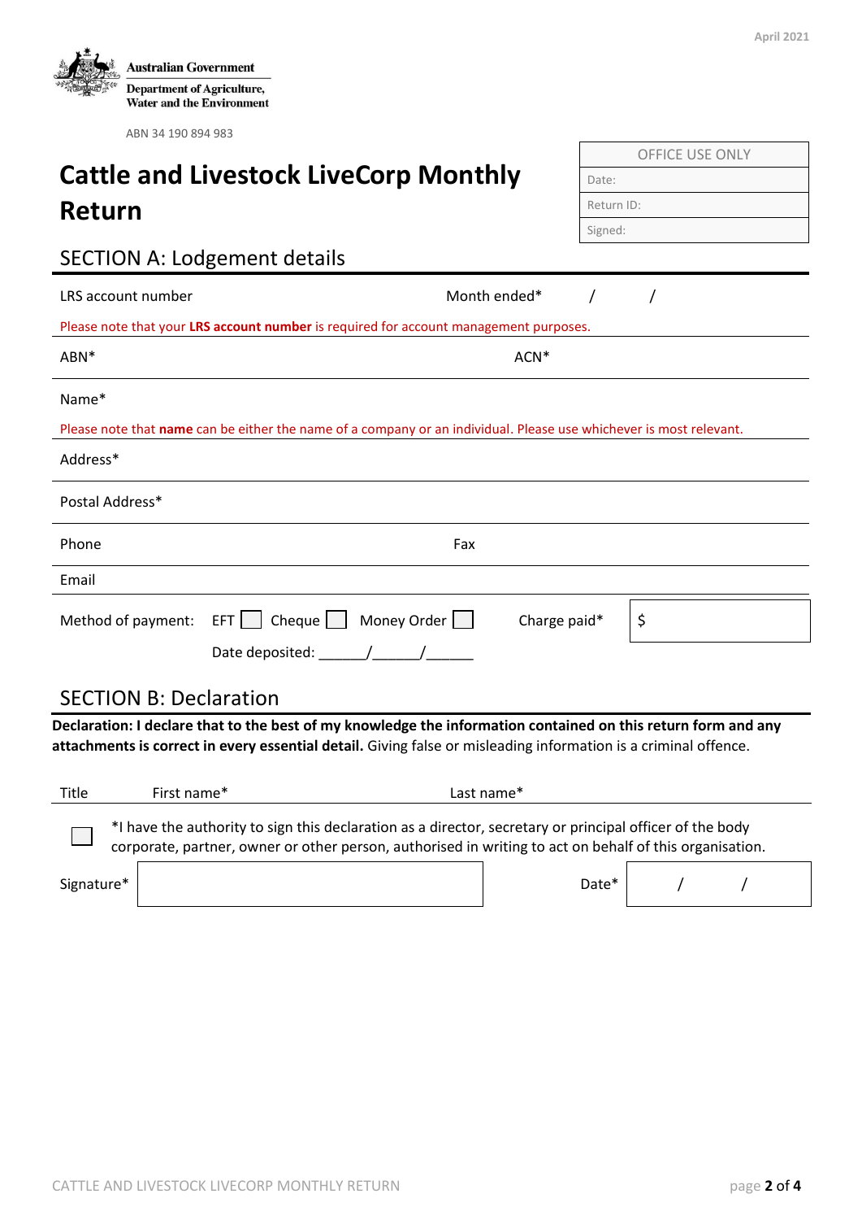Australian Government
Department of Agriculture, Water and the Environment

ABN 34 190 894 983

April 2021

| OFFICE USE ONLY |
| --- |
| Date: |
| Return ID: |
| Signed: |

# Cattle and Livestock LiveCorp Monthly Return

## SECTION A: Lodgement details

LRS account number Month ended* / /

Please note that your **LRS account number** is required for account management purposes.

ABN* ACN*

Name*

Please note that **name** can be either the name of a company or an individual. Please use whichever is most relevant.

Address*

Postal Address*

Phone Fax

Email

Method of payment: EFT ☐ Cheque ☐ Money Order ☐ Charge paid* $

Date deposited: ______/______/______

## SECTION B: Declaration

**Declaration: I declare that to the best of my knowledge the information contained on this return form and any attachments is correct in every essential detail.** Giving false or misleading information is a criminal offence.

Title First name* Last name*

☐ *I have the authority to sign this declaration as a director, secretary or principal officer of the body corporate, partner, owner or other person, authorised in writing to act on behalf of this organisation.

Signature* Date* / /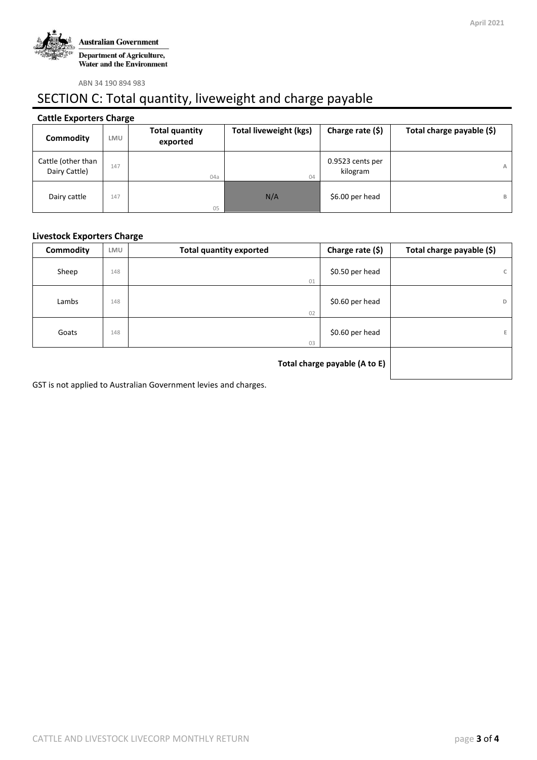**Australian Government**

**Department of Agriculture, Water and the Environment**

ABN 34 190 894 983

# SECTION C: Total quantity, liveweight and charge payable

### Cattle Exporters Charge

| Commodity | LMU | Total quantity exported | Total liveweight (kgs) | Charge rate ($) | Total charge payable ($) |
|---|---|---|---|---|---|
| Cattle (other than Dairy Cattle) | 147 | 04a | 04 | 0.9523 cents per kilogram | A |
| Dairy cattle | 147 | 05 | N/A | $6.00 per head | B |

### Livestock Exporters Charge

| Commodity | LMU | Total quantity exported | Charge rate ($) | Total charge payable ($) |
|---|---|---|---|---|
| Sheep | 148 | 01 | $0.50 per head | C |
| Lambs | 148 | 02 | $0.60 per head | D |
| Goats | 148 | 03 | $0.60 per head | E |
| | | | **Total charge payable (A to E)** | |

GST is not applied to Australian Government levies and charges.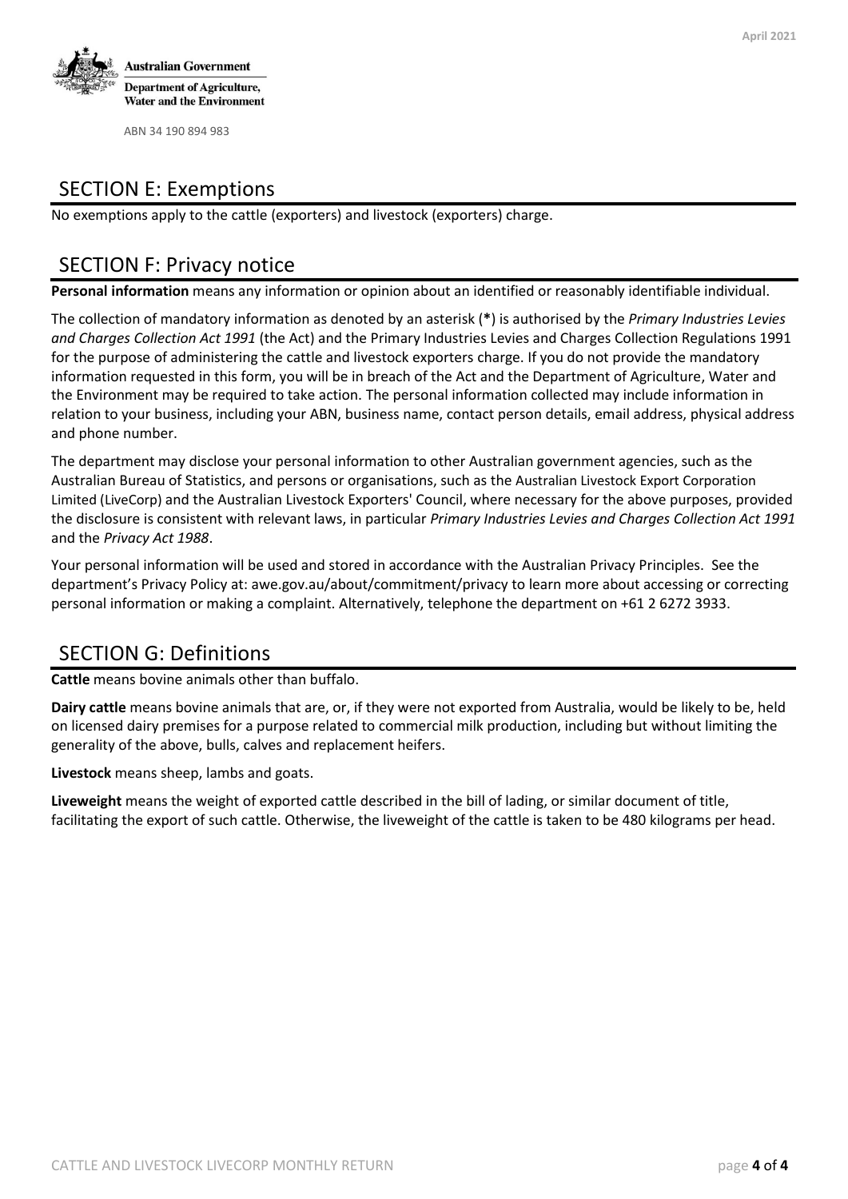Australian Government

Department of Agriculture, Water and the Environment

ABN 34 190 894 983

## SECTION E: Exemptions

No exemptions apply to the cattle (exporters) and livestock (exporters) charge.

## SECTION F: Privacy notice

**Personal information** means any information or opinion about an identified or reasonably identifiable individual.

The collection of mandatory information as denoted by an asterisk (**\***) is authorised by the *Primary Industries Levies and Charges Collection Act 1991* (the Act) and the Primary Industries Levies and Charges Collection Regulations 1991 for the purpose of administering the cattle and livestock exporters charge. If you do not provide the mandatory information requested in this form, you will be in breach of the Act and the Department of Agriculture, Water and the Environment may be required to take action. The personal information collected may include information in relation to your business, including your ABN, business name, contact person details, email address, physical address and phone number.

The department may disclose your personal information to other Australian government agencies, such as the Australian Bureau of Statistics, and persons or organisations, such as the Australian Livestock Export Corporation Limited (LiveCorp) and the Australian Livestock Exporters' Council, where necessary for the above purposes, provided the disclosure is consistent with relevant laws, in particular *Primary Industries Levies and Charges Collection Act 1991* and the *Privacy Act 1988*.

Your personal information will be used and stored in accordance with the Australian Privacy Principles. See the department's Privacy Policy at: awe.gov.au/about/commitment/privacy to learn more about accessing or correcting personal information or making a complaint. Alternatively, telephone the department on +61 2 6272 3933.

## SECTION G: Definitions

**Cattle** means bovine animals other than buffalo.

**Dairy cattle** means bovine animals that are, or, if they were not exported from Australia, would be likely to be, held on licensed dairy premises for a purpose related to commercial milk production, including but without limiting the generality of the above, bulls, calves and replacement heifers.

**Livestock** means sheep, lambs and goats.

**Liveweight** means the weight of exported cattle described in the bill of lading, or similar document of title, facilitating the export of such cattle. Otherwise, the liveweight of the cattle is taken to be 480 kilograms per head.